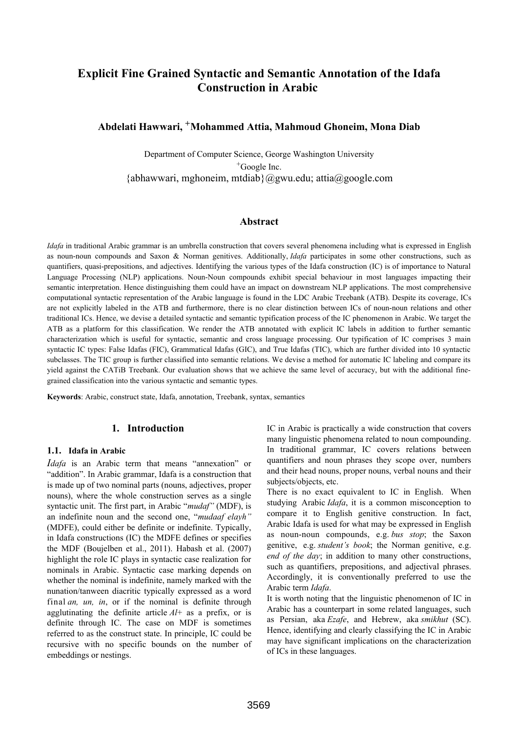# Explicit Fine Grained Syntactic and Semantic Annotation of the Idafa Construction in Arabic

**Abdelati Hawwari, [+]Mohammed Attia, Mahmoud Ghoneim, Mona Diab**

Department of Computer Science, George Washington University

[+]Google Inc.

{abhawwari, mghoneim, mtdiab}@gwu.edu; attia@google.com

## Abstract

*Idafa* in traditional Arabic grammar is an umbrella construction that covers several phenomena including what is expressed in English as noun-noun compounds and Saxon & Norman genitives. Additionally, *Idafa* participates in some other constructions, such as quantifiers, quasi-prepositions, and adjectives. Identifying the various types of the Idafa construction (IC) is of importance to Natural Language Processing (NLP) applications. Noun-Noun compounds exhibit special behaviour in most languages impacting their semantic interpretation. Hence distinguishing them could have an impact on downstream NLP applications. The most comprehensive computational syntactic representation of the Arabic language is found in the LDC Arabic Treebank (ATB). Despite its coverage, ICs are not explicitly labeled in the ATB and furthermore, there is no clear distinction between ICs of noun-noun relations and other traditional ICs. Hence, we devise a detailed syntactic and semantic typification process of the IC phenomenon in Arabic. We target the ATB as a platform for this classification. We render the ATB annotated with explicit IC labels in addition to further semantic characterization which is useful for syntactic, semantic and cross language processing. Our typification of IC comprises 3 main syntactic IC types: False Idafas (FIC), Grammatical Idafas (GIC), and True Idafas (TIC), which are further divided into 10 syntactic subclasses. The TIC group is further classified into semantic relations. We devise a method for automatic IC labeling and compare its yield against the CATiB Treebank. Our evaluation shows that we achieve the same level of accuracy, but with the additional fine-grained classification into the various syntactic and semantic types.

**Keywords**: Arabic, construct state, Idafa, annotation, Treebank, syntax, semantics

## 1. Introduction

### 1.1. Idafa in Arabic

*Idafa* is an Arabic term that means "annexation" or "addition". In Arabic grammar, Idafa is a construction that is made up of two nominal parts (nouns, adjectives, proper nouns), where the whole construction serves as a single syntactic unit. The first part, in Arabic "*mudaf"* (MDF), is an indefinite noun and the second one, "*mudaaf elayh"* (MDFE), could either be definite or indefinite. Typically, in Idafa constructions (IC) the MDFE defines or specifies the MDF (Boujelben et al., 2011). Habash et al. (2007) highlight the role IC plays in syntactic case realization for nominals in Arabic. Syntactic case marking depends on whether the nominal is indefinite, namely marked with the nunation/tanween diacritic typically expressed as a word final *an, un, in*, or if the nominal is definite through agglutinating the definite article *Al*+ as a prefix, or is definite through IC. The case on MDF is sometimes referred to as the construct state. In principle, IC could be recursive with no specific bounds on the number of embeddings or nestings.

IC in Arabic is practically a wide construction that covers many linguistic phenomena related to noun compounding. In traditional grammar, IC covers relations between quantifiers and noun phrases they scope over, numbers and their head nouns, proper nouns, verbal nouns and their subjects/objects, etc.

There is no exact equivalent to IC in English. When studying Arabic *Idafa*, it is a common misconception to compare it to English genitive construction. In fact, Arabic Idafa is used for what may be expressed in English as noun-noun compounds, e.g. *bus stop*; the Saxon genitive, e.g. *student's book*; the Norman genitive, e.g. *end of the day*; in addition to many other constructions, such as quantifiers, prepositions, and adjectival phrases. Accordingly, it is conventionally preferred to use the Arabic term *Idafa*.

It is worth noting that the linguistic phenomenon of IC in Arabic has a counterpart in some related languages, such as Persian, aka *Ezafe*, and Hebrew, aka *smikhut* (SC). Hence, identifying and clearly classifying the IC in Arabic may have significant implications on the characterization of ICs in these languages.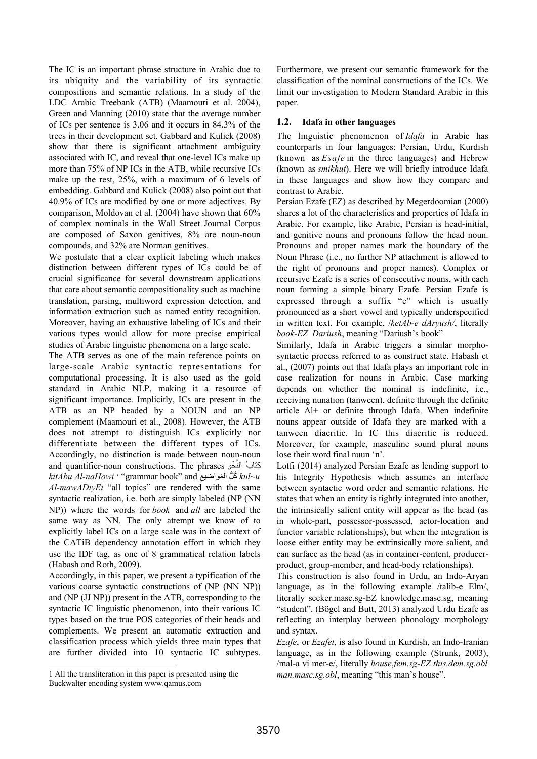The IC is an important phrase structure in Arabic due to its ubiquity and the variability of its syntactic compositions and semantic relations. In a study of the LDC Arabic Treebank (ATB) (Maamouri et al. 2004), Green and Manning (2010) state that the average number of ICs per sentence is 3.06 and it occurs in 84.3% of the trees in their development set. Gabbard and Kulick (2008) show that there is significant attachment ambiguity associated with IC, and reveal that one-level ICs make up more than 75% of NP ICs in the ATB, while recursive ICs make up the rest, 25%, with a maximum of 6 levels of embedding. Gabbard and Kulick (2008) also point out that 40.9% of ICs are modified by one or more adjectives. By comparison, Moldovan et al. (2004) have shown that 60% of complex nominals in the Wall Street Journal Corpus are composed of Saxon genitives, 8% are noun-noun compounds, and 32% are Norman genitives.

We postulate that a clear explicit labeling which makes distinction between different types of ICs could be of crucial significance for several downstream applications that care about semantic compositionality such as machine translation, parsing, multiword expression detection, and information extraction such as named entity recognition. Moreover, having an exhaustive labeling of ICs and their various types would allow for more precise empirical studies of Arabic linguistic phenomena on a large scale.

The ATB serves as one of the main reference points on large-scale Arabic syntactic representations for computational processing. It is also used as the gold standard in Arabic NLP, making it a resource of significant importance. Implicitly, ICs are present in the ATB as an NP headed by a NOUN and an NP complement (Maamouri et al., 2008). However, the ATB does not attempt to distinguish ICs explicitly nor differentiate between the different types of ICs. Accordingly, no distinction is made between noun-noun and quantifier-noun constructions. The phrases كِتابُ النَّحْوِ *kitAbu Al-naHowi* [1] "grammar book" and كُلُّ المَواضيعِ *kul~u Al-mawADiyEi* "all topics" are rendered with the same syntactic realization, i.e. both are simply labeled (NP (NN NP)) where the words for *book* and *all* are labeled the same way as NN. The only attempt we know of to explicitly label ICs on a large scale was in the context of the CATiB dependency annotation effort in which they use the IDF tag, as one of 8 grammatical relation labels (Habash and Roth, 2009).

Accordingly, in this paper, we present a typification of the various coarse syntactic constructions of (NP (NN NP)) and (NP (JJ NP)) present in the ATB, corresponding to the syntactic IC linguistic phenomenon, into their various IC types based on the true POS categories of their heads and complements. We present an automatic extraction and classification process which yields three main types that are further divided into 10 syntactic IC subtypes. Furthermore, we present our semantic framework for the classification of the nominal constructions of the ICs. We limit our investigation to Modern Standard Arabic in this paper.

[1] All the transliteration in this paper is presented using the Buckwalter encoding system www.qamus.com

### 1.2. Idafa in other languages

The linguistic phenomenon of *Idafa* in Arabic has counterparts in four languages: Persian, Urdu, Kurdish (known as *Esafe* in the three languages) and Hebrew (known as *smikhut*). Here we will briefly introduce Idafa in these languages and show how they compare and contrast to Arabic.

Persian Ezafe (EZ) as described by Megerdoomian (2000) shares a lot of the characteristics and properties of Idafa in Arabic. For example, like Arabic, Persian is head-initial, and genitive nouns and pronouns follow the head noun. Pronouns and proper names mark the boundary of the Noun Phrase (i.e., no further NP attachment is allowed to the right of pronouns and proper names). Complex or recursive Ezafe is a series of consecutive nouns, with each noun forming a simple binary Ezafe. Persian Ezafe is expressed through a suffix "e" which is usually pronounced as a short vowel and typically underspecified in written text. For example, /*ketAb-e dAryush*/, literally *book-EZ Dariush*, meaning "Dariush's book"

Similarly, Idafa in Arabic triggers a similar morpho-syntactic process referred to as construct state. Habash et al., (2007) points out that Idafa plays an important role in case realization for nouns in Arabic. Case marking depends on whether the nominal is indefinite, i.e., receiving nunation (tanween), definite through the definite article Al+ or definite through Idafa. When indefinite nouns appear outside of Idafa they are marked with a tanween diacritic. In IC this diacritic is reduced. Moreover, for example, masculine sound plural nouns lose their word final nuun 'n'.

Lotfi (2014) analyzed Persian Ezafe as lending support to his Integrity Hypothesis which assumes an interface between syntactic word order and semantic relations. He states that when an entity is tightly integrated into another, the intrinsically salient entity will appear as the head (as in whole-part, possessor-possessed, actor-location and functor variable relationships), but when the integration is loose either entity may be extrinsically more salient, and can surface as the head (as in container-content, producer-product, group-member, and head-body relationships).

This construction is also found in Urdu, an Indo-Aryan language, as in the following example /talib-e Elm/, literally seeker.masc.sg-EZ knowledge.masc.sg, meaning "student". (Bögel and Butt, 2013) analyzed Urdu Ezafe as reflecting an interplay between phonology morphology and syntax.

*Ezafe*, or *Ezafet*, is also found in Kurdish, an Indo-Iranian language, as in the following example (Strunk, 2003), /mal-a vi mer-e/, literally *house.fem.sg-EZ this.dem.sg.obl man.masc.sg.obl*, meaning "this man's house".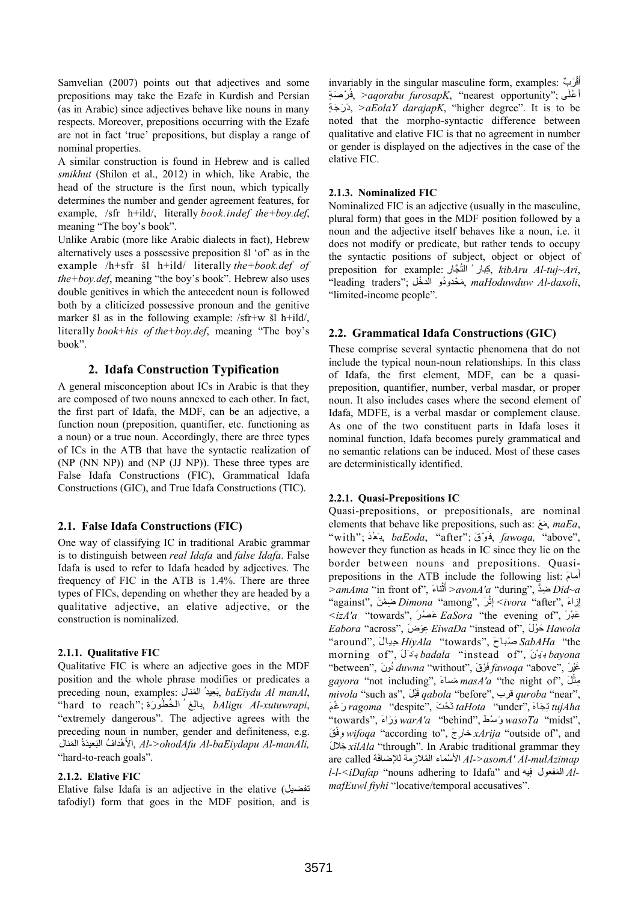Samvelian (2007) points out that adjectives and some prepositions may take the Ezafe in Kurdish and Persian (as in Arabic) since adjectives behave like nouns in many respects. Moreover, prepositions occurring with the Ezafe are not in fact 'true' prepositions, but display a range of nominal properties.

A similar construction is found in Hebrew and is called *smikhut* (Shilon et al., 2012) in which, like Arabic, the head of the structure is the first noun, which typically determines the number and gender agreement features, for example, /sfr h+ild/, literally *book.indef the+boy.def*, meaning "The boy's book".

Unlike Arabic (more like Arabic dialects in fact), Hebrew alternatively uses a possessive preposition šl 'of' as in the example /h+sfr šl h+ild/ literally *the+book.def of the+boy.def*, meaning "the boy's book". Hebrew also uses double genitives in which the antecedent noun is followed both by a cliticized possessive pronoun and the genitive marker šl as in the following example: /sfr+w šl h+ild/, literally *book+his of the+boy.def*, meaning "The boy's book".

## 2. Idafa Construction Typification

A general misconception about ICs in Arabic is that they are composed of two nouns annexed to each other. In fact, the first part of Idafa, the MDF, can be an adjective, a function noun (preposition, quantifier, etc. functioning as a noun) or a true noun. Accordingly, there are three types of ICs in the ATB that have the syntactic realization of (NP (NN NP)) and (NP (JJ NP)). These three types are False Idafa Constructions (FIC), Grammatical Idafa Constructions (GIC), and True Idafa Constructions (TIC).

### 2.1. False Idafa Constructions (FIC)

One way of classifying IC in traditional Arabic grammar is to distinguish between *real Idafa* and *false Idafa*. False Idafa is used to refer to Idafa headed by adjectives. The frequency of FIC in the ATB is 1.4%. There are three types of FICs, depending on whether they are headed by a qualitative adjective, an elative adjective, or the construction is nominalized.

#### 2.1.1. Qualitative FIC

Qualitative FIC is where an adjective goes in the MDF position and the whole phrase modifies or predicates a preceding noun, examples: بَعِيدُ المَنال, *baEiydu Al manAl*, "hard to reach"; بالغُ الخُطُورَةِ, *bAligu Al-xutuwrapi*, "extremely dangerous". The adjective agrees with the preceding noun in number, gender and definiteness, e.g. الأهْدافُ البَعِيدَةُ المَنال, *Al->ohodAfu Al-baEiydapu Al-manAli,* "hard-to-reach goals".

#### 2.1.2. Elative FIC

Elative false Idafa is an adjective in the elative (تفضيل tafodiyl) form that goes in the MDF position, and is invariably in the singular masculine form, examples: أَقْرَبُ فُرْصَةٍ, *>aqorabu furosapK*, "nearest opportunity"; أَعْلَى دَرَجَةٍ, *>aEolaY darajapK*, "higher degree". It is to be noted that the morpho-syntactic difference between qualitative and elative FIC is that no agreement in number or gender is displayed on the adjectives in the case of the elative FIC.

#### 2.1.3. Nominalized FIC

Nominalized FIC is an adjective (usually in the masculine, plural form) that goes in the MDF position followed by a noun and the adjective itself behaves like a noun, i.e. it does not modify or predicate, but rather tends to occupy the syntactic positions of subject, object or object of preposition for example: كِبارُ التُّجّار, *kibAru Al-tuj~Ari*, "leading traders"; مَحْدودُو الدخْل, *maHoduwduw Al-daxoli*, "limited-income people".

### 2.2. Grammatical Idafa Constructions (GIC)

These comprise several syntactic phenomena that do not include the typical noun-noun relationships. In this class of Idafa, the first element, MDF, can be a quasi-preposition, quantifier, number, verbal masdar, or proper noun. It also includes cases where the second element of Idafa, MDFE, is a verbal masdar or complement clause. As one of the two constituent parts in Idafa loses it nominal function, Idafa becomes purely grammatical and no semantic relations can be induced. Most of these cases are deterministically identified.

#### 2.2.1. Quasi-Prepositions IC

Quasi-prepositions, or prepositionals, are nominal elements that behave like prepositions, such as: مَعَ, *maEa*, "with"; بَعْدَ, *baEoda*, "after"; فَوْقَ, *fawoqa,* "above", however they function as heads in IC since they lie on the border between nouns and prepositions. Quasi-prepositions in the ATB include the following list: أمامَ *>amAma* "in front of", أَثْناءَ *>avonA'a* "during", ضِدَّ *Did~a* "against", ضِمْنَ *Dimona* "among", إثْرَ *<ivora* "after", إزاءَ *<izA'a* "towards", عَصْرَ *EaSora* "the evening of", عَبْرَ *Eabora* "across", عِوَضَ *EiwaDa* "instead of", حَوْلَ *Hawola* "around", حِيالَ *HiyAla* "towards", صَباحَ *SabAHa* "the morning of", بَدَلَ *badala* "instead of", بَيْنَ *bayona* "between", دُونَ *duwna* "without", فَوْقَ *fawoqa* "above", غَيْرَ *gayora* "not including", مَساءَ *masA'a* "the night of", مِثْلَ *mivola* "such as", قَبْلَ *qabola* "before", قرب *quroba* "near", رَغْمَ *ragoma* "despite", تَحْتَ *taHota* "under", تِجَاهَ *tujAha* "towards", وَرَاءَ *warA'a* "behind", وَسْطَ *wasoTa* "midst", وِفْقَ *wifoqa* "according to", خارجَ *xArija* "outside of", and خِلالَ *xilAla* "through". In Arabic traditional grammar they are called الأسْماء المُلازِمة للإضافة *Al->asomA' Al-mulAzimap l-l-<iDafap* "nouns adhering to Idafa" and المَفعول فيه *Al-mafEuwl fiyhi* "locative/temporal accusatives".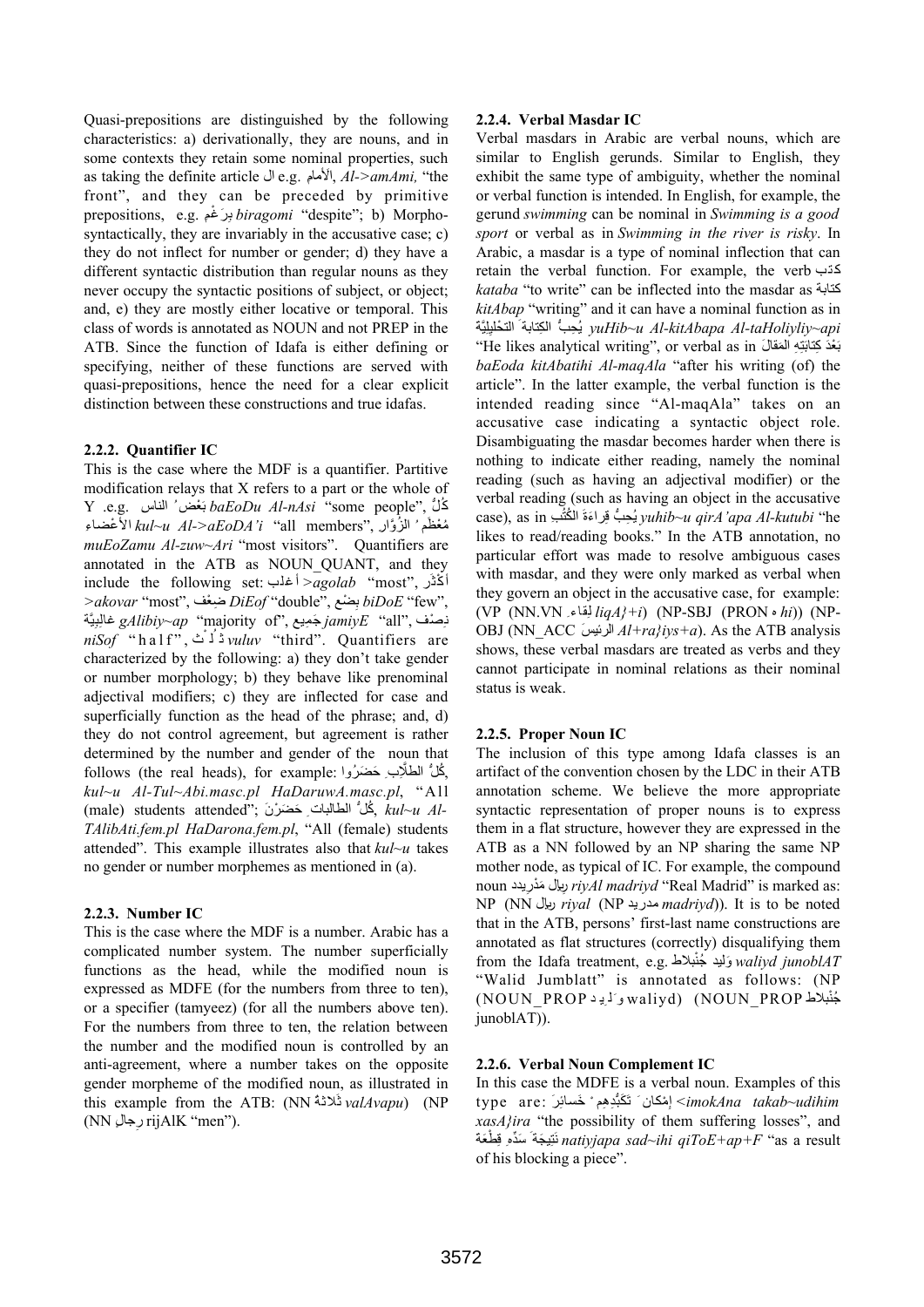Quasi-prepositions are distinguished by the following characteristics: a) derivationally, they are nouns, and in some contexts they retain some nominal properties, such as taking the definite article ال e.g. الأمام, *Al->amAmi,* "the front", and they can be preceded by primitive prepositions, e.g. بِرَغْمِ *biragomi* "despite"; b) Morpho-syntactically, they are invariably in the accusative case; c) they do not inflect for number or gender; d) they have a different syntactic distribution than regular nouns as they never occupy the syntactic positions of subject, or object; and, e) they are mostly either locative or temporal. This class of words is annotated as NOUN and not PREP in the ATB. Since the function of Idafa is either defining or specifying, neither of these functions are served with quasi-prepositions, hence the need for a clear explicit distinction between these constructions and true idafas.

### 2.2.2. Quantifier IC

This is the case where the MDF is a quantifier. Partitive modification relays that X refers to a part or the whole of Y .e.g. بَعْضُ الناس *baEoDu Al-nAsi* "some people", كُلُّ الأعْضاء *kul~u Al->aEoDA'i* "all members", مُعْظَمُ الزُوّار *muEoZamu Al-zuw~Ari* "most visitors". Quantifiers are annotated in the ATB as NOUN_QUANT, and they include the following set: أغلب *>agolab* "most", أكْثَر *>akovar* "most", ضِعْف *DiEof* "double", بِضْع *biDoE* "few", غالِبيَّة *gAlibiy~ap* "majority of", جَمِيع *jamiyE* "all", نِصْف *niSof* "half", ثُلُث *vuluv* "third". Quantifiers are characterized by the following: a) they don't take gender or number morphology; b) they behave like prenominal adjectival modifiers; c) they are inflected for case and superficially function as the head of the phrase; and, d) they do not control agreement, but agreement is rather determined by the number and gender of the noun that follows (the real heads), for example: كُلُّ الطلّابِ حَضَرُوا, *kul~u Al-Tul~Abi.masc.pl HaDaruwA.masc.pl*, "All (male) students attended"; كُلُّ الطالباتِ حَضَرْنَ, *kul~u Al-TAlibAti.fem.pl HaDarona.fem.pl*, "All (female) students attended". This example illustrates also that *kul~u* takes no gender or number morphemes as mentioned in (a).

### 2.2.3. Number IC

This is the case where the MDF is a number. Arabic has a complicated number system. The number superficially functions as the head, while the modified noun is expressed as MDFE (for the numbers from three to ten), or a specifier (tamyeez) (for all the numbers above ten). For the numbers from three to ten, the relation between the number and the modified noun is controlled by an anti-agreement, where a number takes on the opposite gender morpheme of the modified noun, as illustrated in this example from the ATB: (NN ثلاثة *valAvapu*) (NP (NN رِجالٍ rijAlK "men").

### 2.2.4. Verbal Masdar IC

Verbal masdars in Arabic are verbal nouns, which are similar to English gerunds. Similar to English, they exhibit the same type of ambiguity, whether the nominal or verbal function is intended. In English, for example, the gerund *swimming* can be nominal in *Swimming is a good sport* or verbal as in *Swimming in the river is risky*. In Arabic, a masdar is a type of nominal inflection that can retain the verbal function. For example, the verb كتب *kataba* "to write" can be inflected into the masdar as كتابة *kitAbap* "writing" and it can have a nominal function as in يُحِبُّ الكِتابةَ التحْليليَّة *yuHib~u Al-kitAbapa Al-taHoliyliy~api* "He likes analytical writing", or verbal as in بَعْدَ كِتابَتِهِ المقالَ *baEoda kitAbatihi Al-maqAla* "after his writing (of) the article". In the latter example, the verbal function is the intended reading since "Al-maqAla" takes on an accusative case indicating a syntactic object role. Disambiguating the masdar becomes harder when there is nothing to indicate either reading, namely the nominal reading (such as having an adjectival modifier) or the verbal reading (such as having an object in the accusative case), as in يُحِبُّ قِراءةَ الكُتُب *yuhib~u qirA'apa Al-kutubi* "he likes to read/reading books." In the ATB annotation, no particular effort was made to resolve ambiguous cases with masdar, and they were only marked as verbal when they govern an object in the accusative case, for example: (VP (NN.VN لِقاءِ *liqA}+i*) (NP-SBJ (PRON ه *hi*)) (NP-OBJ (NN_ACC الرئيسَ *Al+ra}iys+a*). As the ATB analysis shows, these verbal masdars are treated as verbs and they cannot participate in nominal relations as their nominal status is weak.

### 2.2.5. Proper Noun IC

The inclusion of this type among Idafa classes is an artifact of the convention chosen by the LDC in their ATB annotation scheme. We believe the more appropriate syntactic representation of proper nouns is to express them in a flat structure, however they are expressed in the ATB as a NN followed by an NP sharing the same NP mother node, as typical of IC. For example, the compound noun ريال مَدْريد *riyAl madriyd* "Real Madrid" is marked as: NP (NN ريال *riyal* (NP مدريد *madriyd*)). It is to be noted that in the ATB, persons' first-last name constructions are annotated as flat structures (correctly) disqualifying them from the Idafa treatment, e.g. وَليد جُنْبلاط *waliyd junoblAT* "Walid Jumblatt" is annotated as follows: (NP (NOUN_PROP وَلِيد waliyd) (NOUN_PROP جُنْبلاط junoblAT)).

### 2.2.6. Verbal Noun Complement IC

In this case the MDFE is a verbal noun. Examples of this type are: إمْكانَ تَكَبُّدِهِمْ خَسائرَ *<imokAna takab~udihim xasA}ira* "the possibility of them suffering losses", and نَتيجَةَ سَدِّهِ قِطْعَةً *natiyjapa sad~ihi qiToE+ap+F* "as a result of his blocking a piece".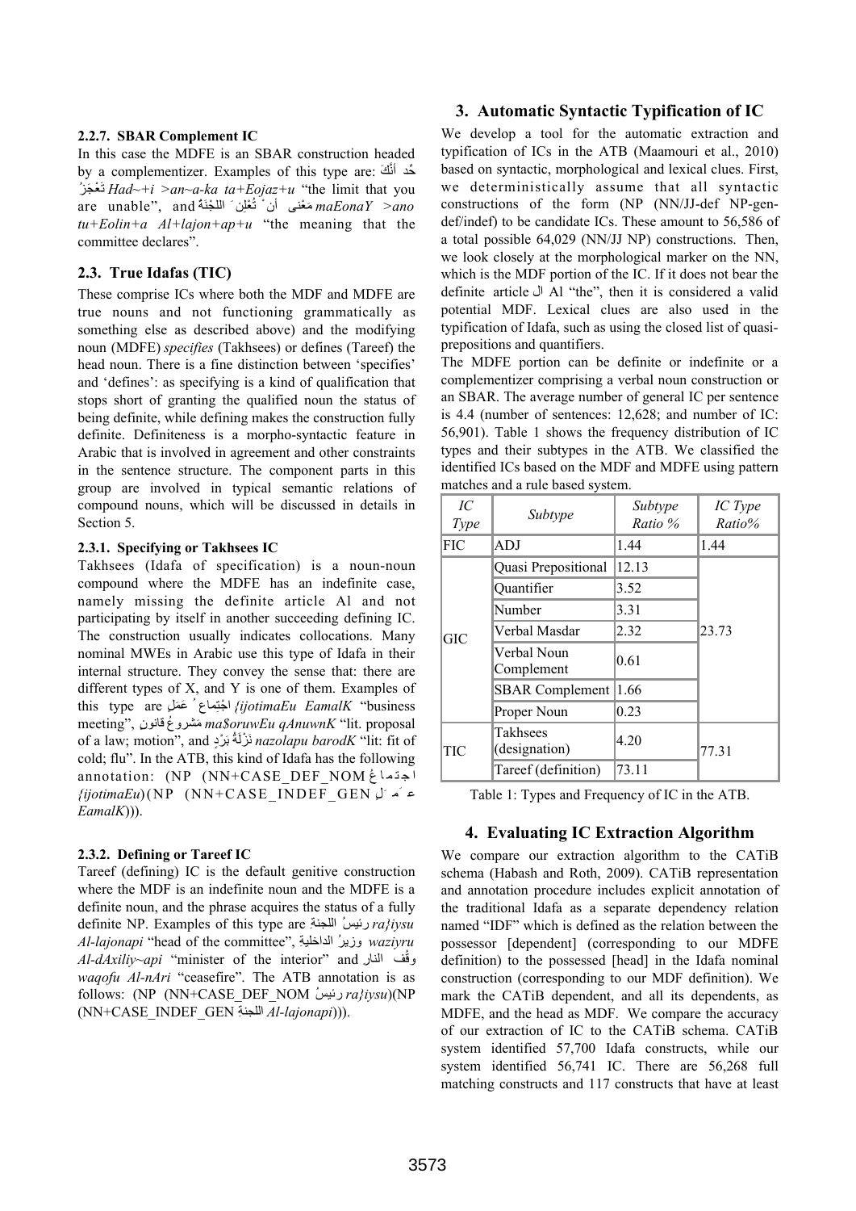#### 2.2.7. SBAR Complement IC

In this case the MDFE is an SBAR construction headed by a complementizer. Examples of this type are: حَدّ أَنَّكَ تَعْجَزُ *Had~+i >an~a-ka ta+Eojaz+u* "the limit that you are unable", and مَعْنَى أنْ تُعْلِنَ اللجْنَةُ *maEonaY >ano tu+Eolin+a Al+lajon+ap+u* "the meaning that the committee declares".

### 2.3. True Idafas (TIC)

These comprise ICs where both the MDF and MDFE are true nouns and not functioning grammatically as something else as described above) and the modifying noun (MDFE) *specifies* (Takhsees) or defines (Tareef) the head noun. There is a fine distinction between 'specifies' and 'defines': as specifying is a kind of qualification that stops short of granting the qualified noun the status of being definite, while defining makes the construction fully definite. Definiteness is a morpho-syntactic feature in Arabic that is involved in agreement and other constraints in the sentence structure. The component parts in this group are involved in typical semantic relations of compound nouns, which will be discussed in details in Section 5.

#### 2.3.1. Specifying or Takhsees IC

Takhsees (Idafa of specification) is a noun-noun compound where the MDFE has an indefinite case, namely missing the definite article Al and not participating by itself in another succeeding defining IC. The construction usually indicates collocations. Many nominal MWEs in Arabic use this type of Idafa in their internal structure. They convey the sense that: there are different types of X, and Y is one of them. Examples of this type are اجْتِماعُ عَمَلٍ *{ijotimaEu EamalK* "business meeting", مَشروعُ قانونٍ *ma$oruwEu qAnuwnK* "lit. proposal of a law; motion", and نَزْلَةُ بَرْدٍ *nazolapu barodK* "lit: fit of cold; flu". In the ATB, this kind of Idafa has the following annotation: (NP (NN+CASE_DEF_NOM اجتماعُ *{ijotimaEu*)(NP (NN+CASE_INDEF_GEN عَمَلٍ *EamalK*))).

#### 2.3.2. Defining or Tareef IC

Tareef (defining) IC is the default genitive construction where the MDF is an indefinite noun and the MDFE is a definite noun, and the phrase acquires the status of a fully definite NP. Examples of this type are رئيسُ اللجنةِ *ra}iysu Al-lajonapi* "head of the committee", وزيرُ الداخلية *waziyru Al-dAxiliy~api* "minister of the interior" and وقْف النار *waqofu Al-nAri* "ceasefire". The ATB annotation is as follows: (NP (NN+CASE_DEF_NOM رئيسُ *ra}iysu*)(NP (NN+CASE_INDEF_GEN اللجنةِ *Al-lajonapi*))).

## 3. Automatic Syntactic Typification of IC

We develop a tool for the automatic extraction and typification of ICs in the ATB (Maamouri et al., 2010) based on syntactic, morphological and lexical clues. First, we deterministically assume that all syntactic constructions of the form (NP (NN/JJ-def NP-gen-def/indef) to be candidate ICs. These amount to 56,586 of a total possible 64,029 (NN/JJ NP) constructions. Then, we look closely at the morphological marker on the NN, which is the MDF portion of the IC. If it does not bear the definite article ال Al "the", then it is considered a valid potential MDF. Lexical clues are also used in the typification of Idafa, such as using the closed list of quasi-prepositions and quantifiers.

The MDFE portion can be definite or indefinite or a complementizer comprising a verbal noun construction or an SBAR. The average number of general IC per sentence is 4.4 (number of sentences: 12,628; and number of IC: 56,901). Table 1 shows the frequency distribution of IC types and their subtypes in the ATB. We classified the identified ICs based on the MDF and MDFE using pattern matches and a rule based system.

| *IC Type* | *Subtype* | *Subtype Ratio %* | *IC Type Ratio%* |
|---|---|---|---|
| FIC | ADJ | 1.44 | 1.44 |
| GIC | Quasi Prepositional | 12.13 | 23.73 |
| | Quantifier | 3.52 | |
| | Number | 3.31 | |
| | Verbal Masdar | 2.32 | |
| | Verbal Noun Complement | 0.61 | |
| | SBAR Complement | 1.66 | |
| | Proper Noun | 0.23 | |
| TIC | Takhsees (designation) | 4.20 | 77.31 |
| | Tareef (definition) | 73.11 | |

Table 1: Types and Frequency of IC in the ATB.

## 4. Evaluating IC Extraction Algorithm

We compare our extraction algorithm to the CATiB schema (Habash and Roth, 2009). CATiB representation and annotation procedure includes explicit annotation of the traditional Idafa as a separate dependency relation named "IDF" which is defined as the relation between the possessor [dependent] (corresponding to our MDFE definition) to the possessed [head] in the Idafa nominal construction (corresponding to our MDF definition). We mark the CATiB dependent, and all its dependents, as MDFE, and the head as MDF. We compare the accuracy of our extraction of IC to the CATiB schema. CATiB system identified 57,700 Idafa constructs, while our system identified 56,741 IC. There are 56,268 full matching constructs and 117 constructs that have at least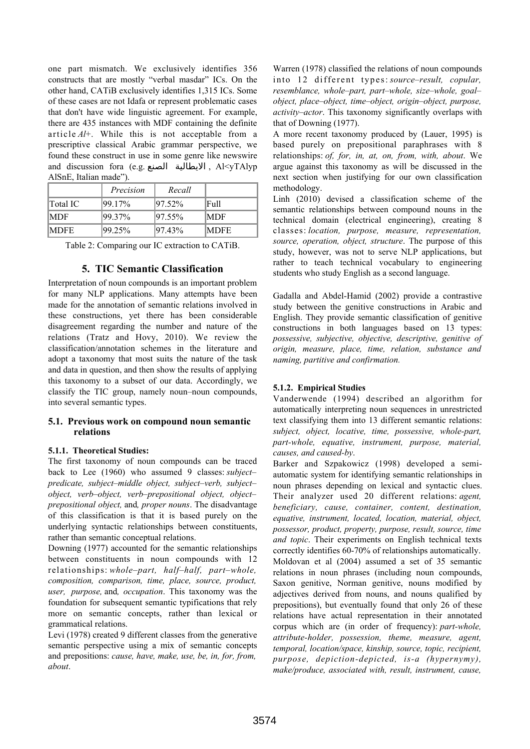one part mismatch. We exclusively identifies 356 constructs that are mostly "verbal masdar" ICs. On the other hand, CATiB exclusively identifies 1,315 ICs. Some of these cases are not Idafa or represent problematic cases that don't have wide linguistic agreement. For example, there are 435 instances with MDF containing the definite article *Al+*. While this is not acceptable from a prescriptive classical Arabic grammar perspective, we found these construct in use in some genre like newswire and discussion fora (e.g. الايطالية الصنع , Al<yTAlyp AlSnE, Italian made").

| | *Precision* | *Recall* | |
|---|---|---|---|
| Total IC | 99.17% | 97.52% | Full |
| MDF | 99.37% | 97.55% | MDF |
| MDFE | 99.25% | 97.43% | MDFE |

Table 2: Comparing our IC extraction to CATiB.

## 5. TIC Semantic Classification

Interpretation of noun compounds is an important problem for many NLP applications. Many attempts have been made for the annotation of semantic relations involved in these constructions, yet there has been considerable disagreement regarding the number and nature of the relations (Tratz and Hovy, 2010). We review the classification/annotation schemes in the literature and adopt a taxonomy that most suits the nature of the task and data in question, and then show the results of applying this taxonomy to a subset of our data. Accordingly, we classify the TIC group, namely noun–noun compounds, into several semantic types.

### 5.1. Previous work on compound noun semantic relations

#### 5.1.1. Theoretical Studies:

The first taxonomy of noun compounds can be traced back to Lee (1960) who assumed 9 classes: *subject–predicate, subject–middle object, subject–verb, subject–object, verb–object, verb–prepositional object, object–prepositional object,* and*, proper nouns*. The disadvantage of this classification is that it is based purely on the underlying syntactic relationships between constituents, rather than semantic conceptual relations.

Downing (1977) accounted for the semantic relationships between constituents in noun compounds with 12 relationships: *whole–part, half–half, part–whole, composition, comparison, time, place, source, product, user, purpose,* and*, occupation*. This taxonomy was the foundation for subsequent semantic typifications that rely more on semantic concepts, rather than lexical or grammatical relations.

Levi (1978) created 9 different classes from the generative semantic perspective using a mix of semantic concepts and prepositions: *cause, have, make, use, be, in, for, from, about*.

Warren (1978) classified the relations of noun compounds into 12 different types: *source–result, copular, resemblance, whole–part, part–whole, size–whole, goal–object, place–object, time–object, origin–object, purpose, activity–actor*. This taxonomy significantly overlaps with that of Downing (1977).

A more recent taxonomy produced by (Lauer, 1995) is based purely on prepositional paraphrases with 8 relationships: *of, for, in, at, on, from, with, about*. We argue against this taxonomy as will be discussed in the next section when justifying for our own classification methodology.

Linh (2010) devised a classification scheme of the semantic relationships between compound nouns in the technical domain (electrical engineering), creating 8 classes: *location, purpose, measure, representation, source, operation, object, structure*. The purpose of this study, however, was not to serve NLP applications, but rather to teach technical vocabulary to engineering students who study English as a second language.

Gadalla and Abdel-Hamid (2002) provide a contrastive study between the genitive constructions in Arabic and English. They provide semantic classification of genitive constructions in both languages based on 13 types: *possessive, subjective, objective, descriptive, genitive of origin, measure, place, time, relation, substance and naming, partitive and confirmation.*

#### 5.1.2. Empirical Studies

Vanderwende (1994) described an algorithm for automatically interpreting noun sequences in unrestricted text classifying them into 13 different semantic relations: *subject, object, locative, time, possessive, whole-part, part-whole, equative, instrument, purpose, material, causes, and caused-by*.

Barker and Szpakowicz (1998) developed a semi-automatic system for identifying semantic relationships in noun phrases depending on lexical and syntactic clues. Their analyzer used 20 different relations: *agent, beneficiary, cause, container, content, destination, equative, instrument, located, location, material, object, possessor, product, property, purpose, result, source, time and topic*. Their experiments on English technical texts correctly identifies 60-70% of relationships automatically.

Moldovan et al (2004) assumed a set of 35 semantic relations in noun phrases (including noun compounds, Saxon genitive, Norman genitive, nouns modified by adjectives derived from nouns, and nouns qualified by prepositions), but eventually found that only 26 of these relations have actual representation in their annotated corpus which are (in order of frequency): *part-whole, attribute-holder, possession, theme, measure, agent, temporal, location/space, kinship, source, topic, recipient, purpose, depiction-depicted, is-a (hypernymy), make/produce, associated with, result, instrument, cause,*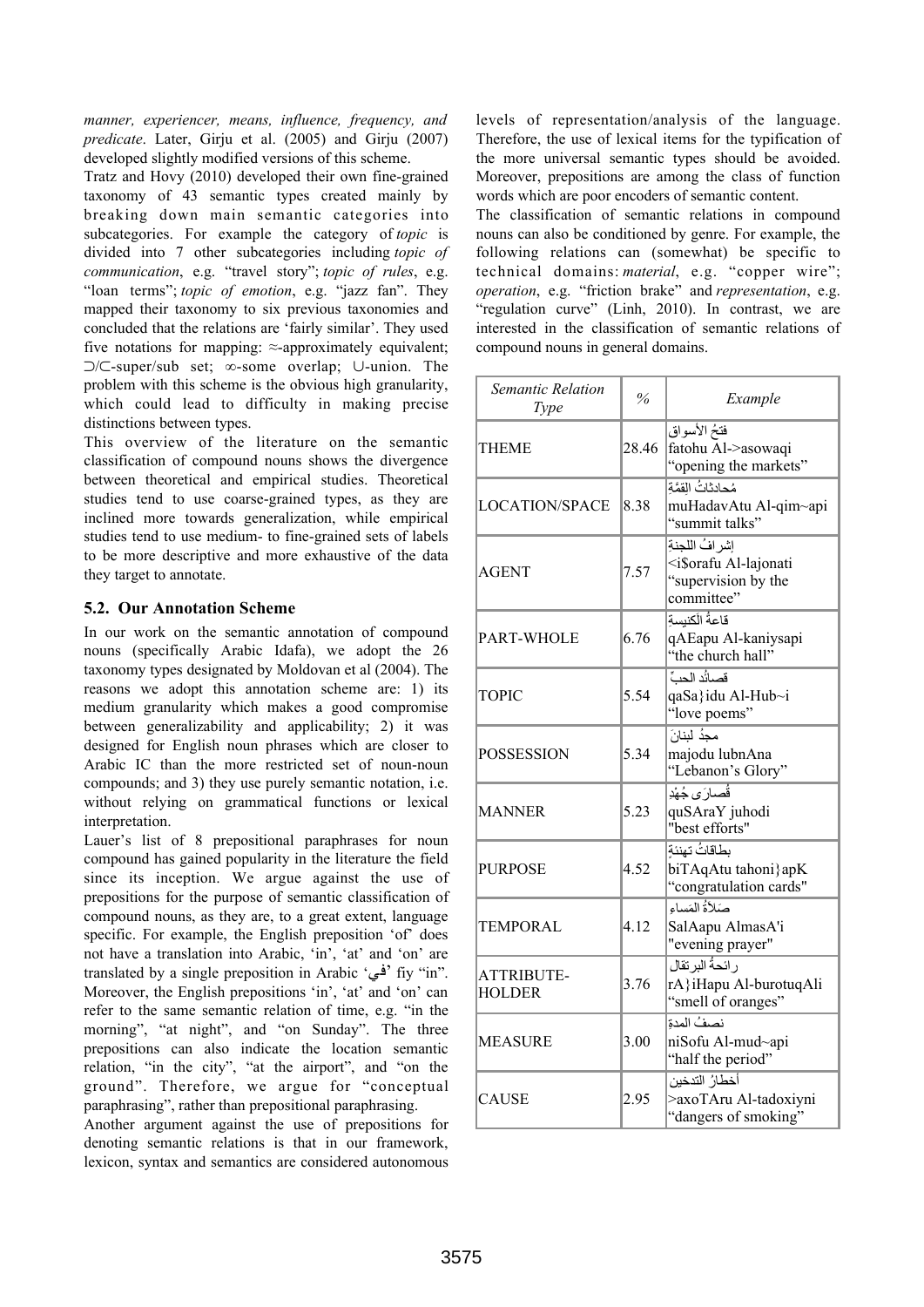*manner, experiencer, means, influence, frequency, and predicate*. Later, Girju et al. (2005) and Girju (2007) developed slightly modified versions of this scheme.

Tratz and Hovy (2010) developed their own fine-grained taxonomy of 43 semantic types created mainly by breaking down main semantic categories into subcategories. For example the category of *topic* is divided into 7 other subcategories including *topic of communication*, e.g. "travel story"; *topic of rules*, e.g. "loan terms"; *topic of emotion*, e.g. "jazz fan". They mapped their taxonomy to six previous taxonomies and concluded that the relations are 'fairly similar'. They used five notations for mapping: ≈-approximately equivalent; ⊃/⊂-super/sub set; ∞-some overlap; ∪-union. The problem with this scheme is the obvious high granularity, which could lead to difficulty in making precise distinctions between types.

This overview of the literature on the semantic classification of compound nouns shows the divergence between theoretical and empirical studies. Theoretical studies tend to use coarse-grained types, as they are inclined more towards generalization, while empirical studies tend to use medium- to fine-grained sets of labels to be more descriptive and more exhaustive of the data they target to annotate.

## 5.2. Our Annotation Scheme

In our work on the semantic annotation of compound nouns (specifically Arabic Idafa), we adopt the 26 taxonomy types designated by Moldovan et al (2004). The reasons we adopt this annotation scheme are: 1) its medium granularity which makes a good compromise between generalizability and applicability; 2) it was designed for English noun phrases which are closer to Arabic IC than the more restricted set of noun-noun compounds; and 3) they use purely semantic notation, i.e. without relying on grammatical functions or lexical interpretation.

Lauer's list of 8 prepositional paraphrases for noun compound has gained popularity in the literature the field since its inception. We argue against the use of prepositions for the purpose of semantic classification of compound nouns, as they are, to a great extent, language specific. For example, the English preposition 'of' does not have a translation into Arabic, 'in', 'at' and 'on' are translated by a single preposition in Arabic '**في**' fiy "in". Moreover, the English prepositions 'in', 'at' and 'on' can refer to the same semantic relation of time, e.g. "in the morning", "at night", and "on Sunday". The three prepositions can also indicate the location semantic relation, "in the city", "at the airport", and "on the ground". Therefore, we argue for "conceptual paraphrasing", rather than prepositional paraphrasing.

Another argument against the use of prepositions for denoting semantic relations is that in our framework, lexicon, syntax and semantics are considered autonomous levels of representation/analysis of the language. Therefore, the use of lexical items for the typification of the more universal semantic types should be avoided. Moreover, prepositions are among the class of function words which are poor encoders of semantic content.

The classification of semantic relations in compound nouns can also be conditioned by genre. For example, the following relations can (somewhat) be specific to technical domains: *material*, e.g. "copper wire"; *operation*, e.g. "friction brake" and *representation*, e.g. "regulation curve" (Linh, 2010). In contrast, we are interested in the classification of semantic relations of compound nouns in general domains.

| *Semantic Relation Type* | *%* | *Example* |
|---|---|---|
| THEME | 28.46 | فتحُ الأسواقِ fatohu Al->asowaqi "opening the markets" |
| LOCATION/SPACE | 8.38 | مُحادثاتُ القِمّةِ muHadavAtu Al-qim~api "summit talks" |
| AGENT | 7.57 | إشرافُ اللجنةِ <i$orafu Al-lajonati "supervision by the committee" |
| PART-WHOLE | 6.76 | قاعةُ الكنيسةِ qAEapu Al-kaniysapi "the church hall" |
| TOPIC | 5.54 | قصائدُ الحبِّ qaSa}idu Al-Hub~i "love poems" |
| POSSESSION | 5.34 | مجدُ لبنانَ majodu lubnAna "Lebanon's Glory" |
| MANNER | 5.23 | قُصارَى جُهْدِ quSAraY juhodi "best efforts" |
| PURPOSE | 4.52 | بطاقاتُ تهنئةٍ biTAqAtu tahoni}apK "congratulation cards" |
| TEMPORAL | 4.12 | صَلاةُ المَساءِ SalAapu AlmasA'i "evening prayer" |
| ATTRIBUTE-HOLDER | 3.76 | رائحةُ البرتقالِ rA}iHapu Al-burotuqAli "smell of oranges" |
| MEASURE | 3.00 | نصفُ المدةِ niSofu Al-mud~api "half the period" |
| CAUSE | 2.95 | أخطارُ التدخينِ >axoTAru Al-tadoxiyni "dangers of smoking" |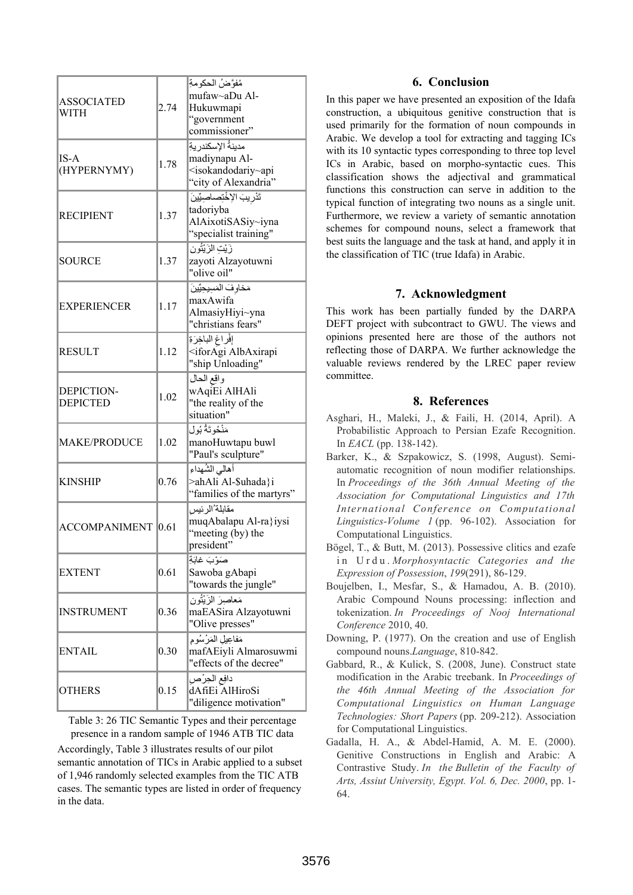| | | |
|---|---|---|
| ASSOCIATED WITH | 2.74 | مُفوَّضُ الحكومةِ mufaw~aDu Al-Hukuwmapi "government commissioner" |
| IS-A (HYPERNYMY) | 1.78 | مدينةُ الإسكندريةِ madiynapu Al-<isokandodariy~api "city of Alexandria" |
| RECIPIENT | 1.37 | تَدْرِيبَ الاِخْتِصاصِيِّينَ tadoriyba AlAixotiSASiy~iyna "specialist training" |
| SOURCE | 1.37 | زَيْتِ الزَيْتُون zayoti Alzayotuwni "olive oil" |
| EXPERIENCER | 1.17 | مَخاوِف المَسِيحِيِّينَ maxAwifa AlmasiyHiy~yna "christians fears" |
| RESULT | 1.12 | إِفْراغ الباخِرَة <iforAgi AlbAxirapi "ship Unloading" |
| DEPICTION-DEPICTED | 1.02 | واقع الحال wAqiEi AlHAli "the reality of the situation" |
| MAKE/PRODUCE | 1.02 | مَنْحُوتَةُ بُول manoHuwtapu buwl "Paul's sculpture" |
| KINSHIP | 0.76 | أهالي الشُهداء >ahAli Al-$uhada}i "families of the martyrs" |
| ACCOMPANIMENT | 0.61 | مقابلة الرئيس muqAbalapu Al-ra}iysi "meeting (by) the president" |
| EXTENT | 0.61 | صَوْبَ غابَةٍ Sawoba gAbapi "towards the jungle" |
| INSTRUMENT | 0.36 | مَعاصِرَ الزَيْتُون maEASira Alzayotuwni "Olive presses" |
| ENTAIL | 0.30 | مَفاعِيل المَرْسُوم mafAEiyli Almarosuwmi "effects of the decree" |
| OTHERS | 0.15 | دافِع الحِرْص dAfiEi AlHiroSi "diligence motivation" |

Table 3: 26 TIC Semantic Types and their percentage presence in a random sample of 1946 ATB TIC data

Accordingly, Table 3 illustrates results of our pilot semantic annotation of TICs in Arabic applied to a subset of 1,946 randomly selected examples from the TIC ATB cases. The semantic types are listed in order of frequency in the data.

## 6. Conclusion

In this paper we have presented an exposition of the Idafa construction, a ubiquitous genitive construction that is used primarily for the formation of noun compounds in Arabic. We develop a tool for extracting and tagging ICs with its 10 syntactic types corresponding to three top level ICs in Arabic, based on morpho-syntactic cues. This classification shows the adjectival and grammatical functions this construction can serve in addition to the typical function of integrating two nouns as a single unit. Furthermore, we review a variety of semantic annotation schemes for compound nouns, select a framework that best suits the language and the task at hand, and apply it in the classification of TIC (true Idafa) in Arabic.

## 7. Acknowledgment

This work has been partially funded by the DARPA DEFT project with subcontract to GWU. The views and opinions presented here are those of the authors not reflecting those of DARPA. We further acknowledge the valuable reviews rendered by the LREC paper review committee.

## 8. References

Asghari, H., Maleki, J., & Faili, H. (2014, April). A Probabilistic Approach to Persian Ezafe Recognition. In *EACL* (pp. 138-142).

Barker, K., & Szpakowicz, S. (1998, August). Semi-automatic recognition of noun modifier relationships. In *Proceedings of the 36th Annual Meeting of the Association for Computational Linguistics and 17th International Conference on Computational Linguistics-Volume 1* (pp. 96-102). Association for Computational Linguistics.

Bögel, T., & Butt, M. (2013). Possessive clitics and ezafe in Urdu. *Morphosyntactic Categories and the Expression of Possession*, *199*(291), 86-129.

Boujelben, I., Mesfar, S., & Hamadou, A. B. (2010). Arabic Compound Nouns processing: inflection and tokenization. *In Proceedings of Nooj International Conference* 2010, 40.

Downing, P. (1977). On the creation and use of English compound nouns.*Language*, 810-842.

Gabbard, R., & Kulick, S. (2008, June). Construct state modification in the Arabic treebank. In *Proceedings of the 46th Annual Meeting of the Association for Computational Linguistics on Human Language Technologies: Short Papers* (pp. 209-212). Association for Computational Linguistics.

Gadalla, H. A., & Abdel-Hamid, A. M. E. (2000). Genitive Constructions in English and Arabic: A Contrastive Study. *In the Bulletin of the Faculty of Arts, Assiut University, Egypt. Vol. 6, Dec. 2000*, pp. 1-64.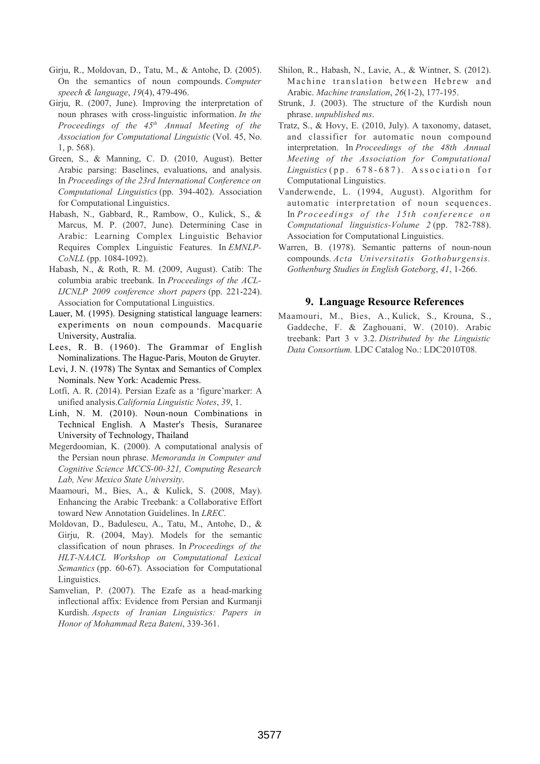Girju, R., Moldovan, D., Tatu, M., & Antohe, D. (2005). On the semantics of noun compounds. *Computer speech & language*, *19*(4), 479-496.

Girju, R. (2007, June). Improving the interpretation of noun phrases with cross-linguistic information. *In the Proceedings of the 45th Annual Meeting of the Association for Computational Linguistic* (Vol. 45, No. 1, p. 568).

Green, S., & Manning, C. D. (2010, August). Better Arabic parsing: Baselines, evaluations, and analysis. In *Proceedings of the 23rd International Conference on Computational Linguistics* (pp. 394-402). Association for Computational Linguistics.

Habash, N., Gabbard, R., Rambow, O., Kulick, S., & Marcus, M. P. (2007, June). Determining Case in Arabic: Learning Complex Linguistic Behavior Requires Complex Linguistic Features. In *EMNLP-CoNLL* (pp. 1084-1092).

Habash, N., & Roth, R. M. (2009, August). Catib: The columbia arabic treebank. In *Proceedings of the ACL-IJCNLP 2009 conference short papers* (pp. 221-224). Association for Computational Linguistics.

Lauer, M. (1995). Designing statistical language learners: experiments on noun compounds. Macquarie University, Australia.

Lees, R. B. (1960). The Grammar of English Nominalizations. The Hague-Paris, Mouton de Gruyter.

Levi, J. N. (1978) The Syntax and Semantics of Complex Nominals. New York: Academic Press.

Lotfi, A. R. (2014). Persian Ezafe as a 'figure'marker: A unified analysis.*California Linguistic Notes*, *39*, 1.

Linh, N. M. (2010). Noun-noun Combinations in Technical English. A Master's Thesis, Suranaree University of Technology, Thailand

Megerdoomian, K. (2000). A computational analysis of the Persian noun phrase. *Memoranda in Computer and Cognitive Science MCCS-00-321, Computing Research Lab, New Mexico State University*.

Maamouri, M., Bies, A., & Kulick, S. (2008, May). Enhancing the Arabic Treebank: a Collaborative Effort toward New Annotation Guidelines. In *LREC*.

Moldovan, D., Badulescu, A., Tatu, M., Antohe, D., & Girju, R. (2004, May). Models for the semantic classification of noun phrases. In *Proceedings of the HLT-NAACL Workshop on Computational Lexical Semantics* (pp. 60-67). Association for Computational Linguistics.

Samvelian, P. (2007). The Ezafe as a head-marking inflectional affix: Evidence from Persian and Kurmanji Kurdish. *Aspects of Iranian Linguistics: Papers in Honor of Mohammad Reza Bateni*, 339-361.

Shilon, R., Habash, N., Lavie, A., & Wintner, S. (2012). Machine translation between Hebrew and Arabic. *Machine translation*, *26*(1-2), 177-195.

Strunk, J. (2003). The structure of the Kurdish noun phrase. *unpublished ms*.

Tratz, S., & Hovy, E. (2010, July). A taxonomy, dataset, and classifier for automatic noun compound interpretation. In *Proceedings of the 48th Annual Meeting of the Association for Computational Linguistics* (pp. 678-687). Association for Computational Linguistics.

Vanderwende, L. (1994, August). Algorithm for automatic interpretation of noun sequences. In *Proceedings of the 15th conference on Computational linguistics-Volume 2* (pp. 782-788). Association for Computational Linguistics.

Warren, B. (1978). Semantic patterns of noun-noun compounds. *Acta Universitatis Gothoburgensis. Gothenburg Studies in English Goteborg*, *41*, 1-266.

## 9. Language Resource References

Maamouri, M., Bies, A., Kulick, S., Krouna, S., Gaddeche, F. & Zaghouani, W. (2010). Arabic treebank: Part 3 v 3.2. *Distributed by the Linguistic Data Consortium.* LDC Catalog No.: LDC2010T08.